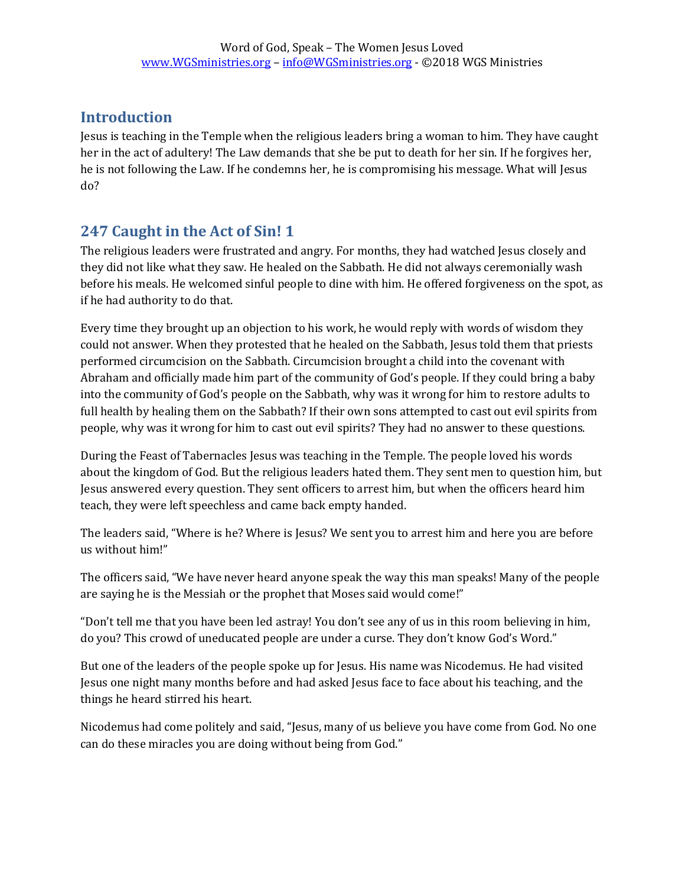## Introduction

Jesus is teaching in the Temple when the religious leaders bring a woman to him. They have caught her in the act of adultery! The Law demands that she be put to death for her sin. If he forgives her, he is not following the Law. If he condemns her, he is compromising his message. What will Jesus do?

## 247 Caught in the Act of Sin! 1

The religious leaders were frustrated and angry. For months, they had watched Jesus closely and they did not like what they saw. He healed on the Sabbath. He did not always ceremonially wash before his meals. He welcomed sinful people to dine with him. He offered forgiveness on the spot, as if he had authority to do that.

Every time they brought up an objection to his work, he would reply with words of wisdom they could not answer. When they protested that he healed on the Sabbath, Jesus told them that priests performed circumcision on the Sabbath. Circumcision brought a child into the covenant with Abraham and officially made him part of the community of God's people. If they could bring a baby into the community of God's people on the Sabbath, why was it wrong for him to restore adults to full health by healing them on the Sabbath? If their own sons attempted to cast out evil spirits from people, why was it wrong for him to cast out evil spirits? They had no answer to these questions.

During the Feast of Tabernacles Jesus was teaching in the Temple. The people loved his words about the kingdom of God. But the religious leaders hated them. They sent men to question him, but Jesus answered every question. They sent officers to arrest him, but when the officers heard him teach, they were left speechless and came back empty handed.

The leaders said, "Where is he? Where is Jesus? We sent you to arrest him and here you are before us without him!"

The officers said, "We have never heard anyone speak the way this man speaks! Many of the people are saying he is the Messiah or the prophet that Moses said would come!"

"Don't tell me that you have been led astray! You don't see any of us in this room believing in him, do you? This crowd of uneducated people are under a curse. They don't know God's Word."

But one of the leaders of the people spoke up for Jesus. His name was Nicodemus. He had visited Jesus one night many months before and had asked Jesus face to face about his teaching, and the things he heard stirred his heart.

Nicodemus had come politely and said, "Jesus, many of us believe you have come from God. No one can do these miracles you are doing without being from God."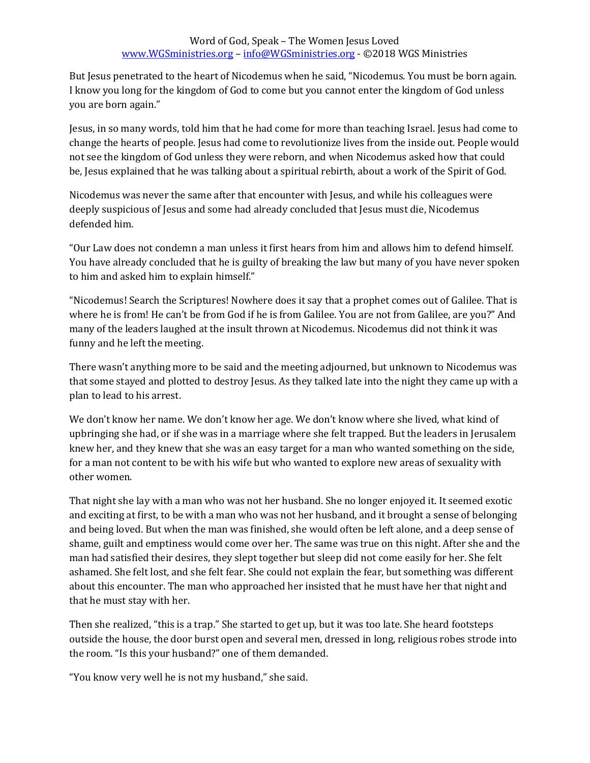But Jesus penetrated to the heart of Nicodemus when he said, “Nicodemus. You must be born again. I know you long for the kingdom of God to come but you cannot enter the kingdom of God unless you are born again.”

Jesus, in so many words, told him that he had come for more than teaching Israel. Jesus had come to change the hearts of people. Jesus had come to revolutionize lives from the inside out. People would not see the kingdom of God unless they were reborn, and when Nicodemus asked how that could be, Jesus explained that he was talking about a spiritual rebirth, about a work of the Spirit of God.

Nicodemus was never the same after that encounter with Jesus, and while his colleagues were deeply suspicious of Jesus and some had already concluded that Jesus must die, Nicodemus defended him.

“Our Law does not condemn a man unless it first hears from him and allows him to defend himself. You have already concluded that he is guilty of breaking the law but many of you have never spoken to him and asked him to explain himself.”

“Nicodemus! Search the Scriptures! Nowhere does it say that a prophet comes out of Galilee. That is where he is from! He can’t be from God if he is from Galilee. You are not from Galilee, are you?” And many of the leaders laughed at the insult thrown at Nicodemus. Nicodemus did not think it was funny and he left the meeting.

There wasn’t anything more to be said and the meeting adjourned, but unknown to Nicodemus was that some stayed and plotted to destroy Jesus. As they talked late into the night they came up with a plan to lead to his arrest.

We don’t know her name. We don’t know her age. We don’t know where she lived, what kind of upbringing she had, or if she was in a marriage where she felt trapped. But the leaders in Jerusalem knew her, and they knew that she was an easy target for a man who wanted something on the side, for a man not content to be with his wife but who wanted to explore new areas of sexuality with other women.

That night she lay with a man who was not her husband. She no longer enjoyed it. It seemed exotic and exciting at first, to be with a man who was not her husband, and it brought a sense of belonging and being loved. But when the man was finished, she would often be left alone, and a deep sense of shame, guilt and emptiness would come over her. The same was true on this night. After she and the man had satisfied their desires, they slept together but sleep did not come easily for her. She felt ashamed. She felt lost, and she felt fear. She could not explain the fear, but something was different about this encounter. The man who approached her insisted that he must have her that night and that he must stay with her.

Then she realized, “this is a trap.” She started to get up, but it was too late. She heard footsteps outside the house, the door burst open and several men, dressed in long, religious robes strode into the room. “Is this your husband?” one of them demanded.

“You know very well he is not my husband,” she said.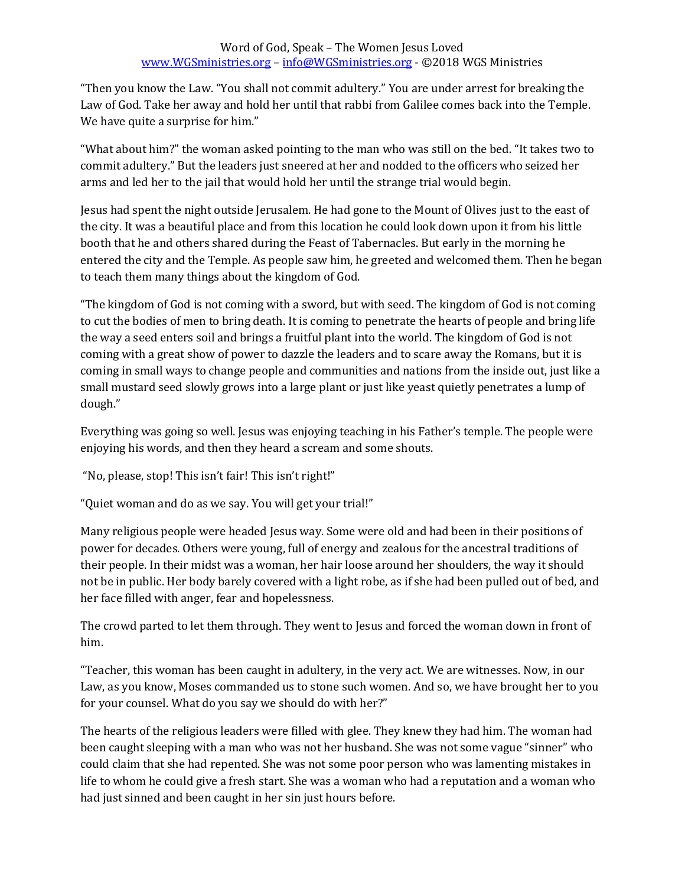"Then you know the Law. "You shall not commit adultery." You are under arrest for breaking the Law of God. Take her away and hold her until that rabbi from Galilee comes back into the Temple. We have quite a surprise for him."

"What about him?" the woman asked pointing to the man who was still on the bed. "It takes two to commit adultery." But the leaders just sneered at her and nodded to the officers who seized her arms and led her to the jail that would hold her until the strange trial would begin.

Jesus had spent the night outside Jerusalem. He had gone to the Mount of Olives just to the east of the city. It was a beautiful place and from this location he could look down upon it from his little booth that he and others shared during the Feast of Tabernacles. But early in the morning he entered the city and the Temple. As people saw him, he greeted and welcomed them. Then he began to teach them many things about the kingdom of God.

"The kingdom of God is not coming with a sword, but with seed. The kingdom of God is not coming to cut the bodies of men to bring death. It is coming to penetrate the hearts of people and bring life the way a seed enters soil and brings a fruitful plant into the world. The kingdom of God is not coming with a great show of power to dazzle the leaders and to scare away the Romans, but it is coming in small ways to change people and communities and nations from the inside out, just like a small mustard seed slowly grows into a large plant or just like yeast quietly penetrates a lump of dough."

Everything was going so well. Jesus was enjoying teaching in his Father's temple. The people were enjoying his words, and then they heard a scream and some shouts.

"No, please, stop! This isn't fair! This isn't right!"

"Quiet woman and do as we say. You will get your trial!"

Many religious people were headed Jesus way. Some were old and had been in their positions of power for decades. Others were young, full of energy and zealous for the ancestral traditions of their people. In their midst was a woman, her hair loose around her shoulders, the way it should not be in public. Her body barely covered with a light robe, as if she had been pulled out of bed, and her face filled with anger, fear and hopelessness.

The crowd parted to let them through. They went to Jesus and forced the woman down in front of him.

"Teacher, this woman has been caught in adultery, in the very act. We are witnesses. Now, in our Law, as you know, Moses commanded us to stone such women. And so, we have brought her to you for your counsel. What do you say we should do with her?"

The hearts of the religious leaders were filled with glee. They knew they had him. The woman had been caught sleeping with a man who was not her husband. She was not some vague "sinner" who could claim that she had repented. She was not some poor person who was lamenting mistakes in life to whom he could give a fresh start. She was a woman who had a reputation and a woman who had just sinned and been caught in her sin just hours before.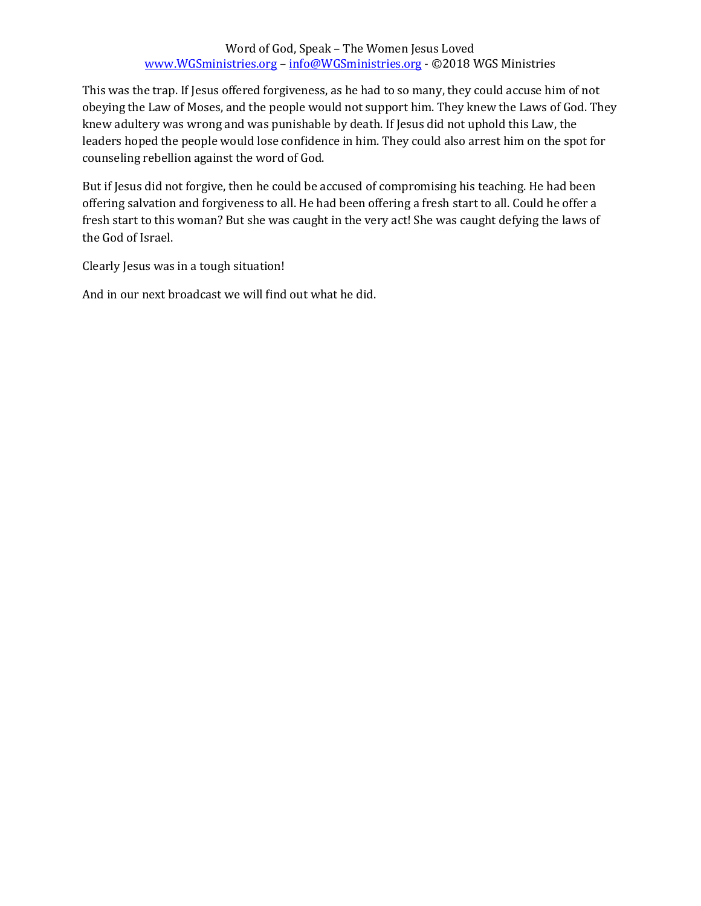This was the trap. If Jesus offered forgiveness, as he had to so many, they could accuse him of not obeying the Law of Moses, and the people would not support him. They knew the Laws of God. They knew adultery was wrong and was punishable by death. If Jesus did not uphold this Law, the leaders hoped the people would lose confidence in him. They could also arrest him on the spot for counseling rebellion against the word of God.

But if Jesus did not forgive, then he could be accused of compromising his teaching. He had been offering salvation and forgiveness to all. He had been offering a fresh start to all. Could he offer a fresh start to this woman? But she was caught in the very act! She was caught defying the laws of the God of Israel.

Clearly Jesus was in a tough situation!

And in our next broadcast we will find out what he did.